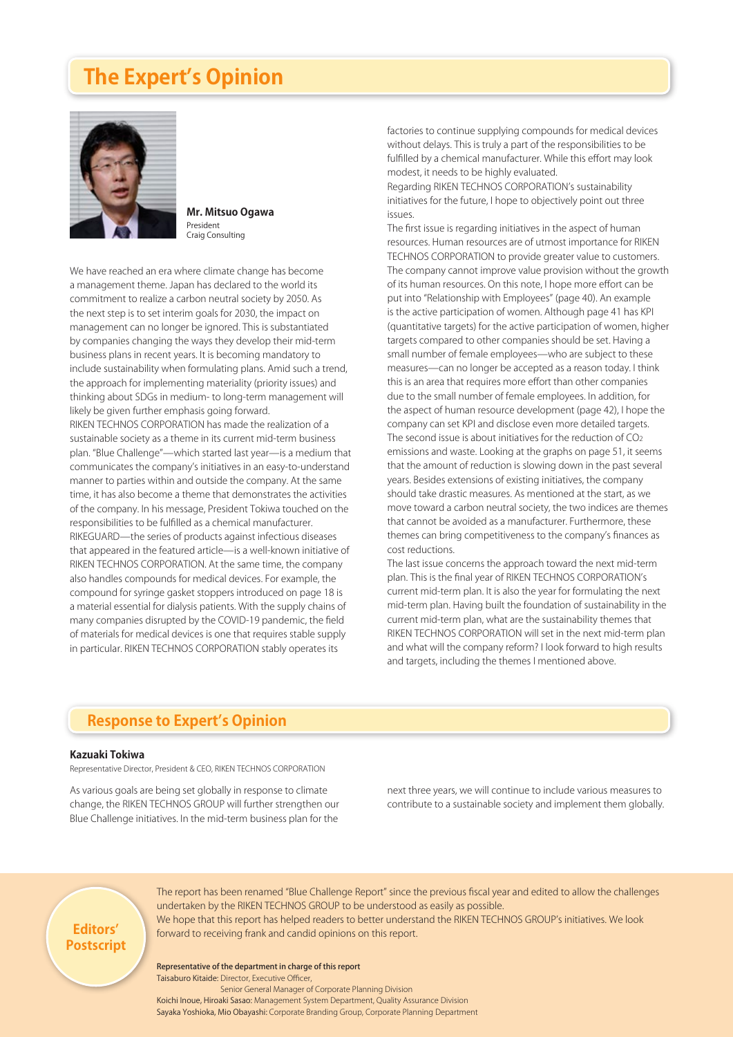# The Expert's Opinion

**Mr. Mitsuo Ogawa**
President
Craig Consulting

We have reached an era where climate change has become a management theme. Japan has declared to the world its commitment to realize a carbon neutral society by 2050. As the next step is to set interim goals for 2030, the impact on management can no longer be ignored. This is substantiated by companies changing the ways they develop their mid-term business plans in recent years. It is becoming mandatory to include sustainability when formulating plans. Amid such a trend, the approach for implementing materiality (priority issues) and thinking about SDGs in medium- to long-term management will likely be given further emphasis going forward.

RIKEN TECHNOS CORPORATION has made the realization of a sustainable society as a theme in its current mid-term business plan. "Blue Challenge"—which started last year—is a medium that communicates the company's initiatives in an easy-to-understand manner to parties within and outside the company. At the same time, it has also become a theme that demonstrates the activities of the company. In his message, President Tokiwa touched on the responsibilities to be fulfilled as a chemical manufacturer.

RIKEGUARD—the series of products against infectious diseases that appeared in the featured article—is a well-known initiative of RIKEN TECHNOS CORPORATION. At the same time, the company also handles compounds for medical devices. For example, the compound for syringe gasket stoppers introduced on page 18 is a material essential for dialysis patients. With the supply chains of many companies disrupted by the COVID-19 pandemic, the field of materials for medical devices is one that requires stable supply in particular. RIKEN TECHNOS CORPORATION stably operates its factories to continue supplying compounds for medical devices without delays. This is truly a part of the responsibilities to be fulfilled by a chemical manufacturer. While this effort may look modest, it needs to be highly evaluated.

Regarding RIKEN TECHNOS CORPORATION's sustainability initiatives for the future, I hope to objectively point out three issues.

The first issue is regarding initiatives in the aspect of human resources. Human resources are of utmost importance for RIKEN TECHNOS CORPORATION to provide greater value to customers. The company cannot improve value provision without the growth of its human resources. On this note, I hope more effort can be put into "Relationship with Employees" (page 40). An example is the active participation of women. Although page 41 has KPI (quantitative targets) for the active participation of women, higher targets compared to other companies should be set. Having a small number of female employees—who are subject to these measures—can no longer be accepted as a reason today. I think this is an area that requires more effort than other companies due to the small number of female employees. In addition, for the aspect of human resource development (page 42), I hope the company can set KPI and disclose even more detailed targets.

The second issue is about initiatives for the reduction of $CO_2$ emissions and waste. Looking at the graphs on page 51, it seems that the amount of reduction is slowing down in the past several years. Besides extensions of existing initiatives, the company should take drastic measures. As mentioned at the start, as we move toward a carbon neutral society, the two indices are themes that cannot be avoided as a manufacturer. Furthermore, these themes can bring competitiveness to the company's finances as cost reductions.

The last issue concerns the approach toward the next mid-term plan. This is the final year of RIKEN TECHNOS CORPORATION's current mid-term plan. It is also the year for formulating the next mid-term plan. Having built the foundation of sustainability in the current mid-term plan, what are the sustainability themes that RIKEN TECHNOS CORPORATION will set in the next mid-term plan and what will the company reform? I look forward to high results and targets, including the themes I mentioned above.

## Response to Expert's Opinion

**Kazuaki Tokiwa**
Representative Director, President & CEO, RIKEN TECHNOS CORPORATION

As various goals are being set globally in response to climate change, the RIKEN TECHNOS GROUP will further strengthen our Blue Challenge initiatives. In the mid-term business plan for the next three years, we will continue to include various measures to contribute to a sustainable society and implement them globally.

## Editors' Postscript

The report has been renamed "Blue Challenge Report" since the previous fiscal year and edited to allow the challenges undertaken by the RIKEN TECHNOS GROUP to be understood as easily as possible.
We hope that this report has helped readers to better understand the RIKEN TECHNOS GROUP's initiatives. We look forward to receiving frank and candid opinions on this report.

**Representative of the department in charge of this report**
Taisaburo Kitaide: Director, Executive Officer, Senior General Manager of Corporate Planning Division
Koichi Inoue, Hiroaki Sasao: Management System Department, Quality Assurance Division
Sayaka Yoshioka, Mio Obayashi: Corporate Branding Group, Corporate Planning Department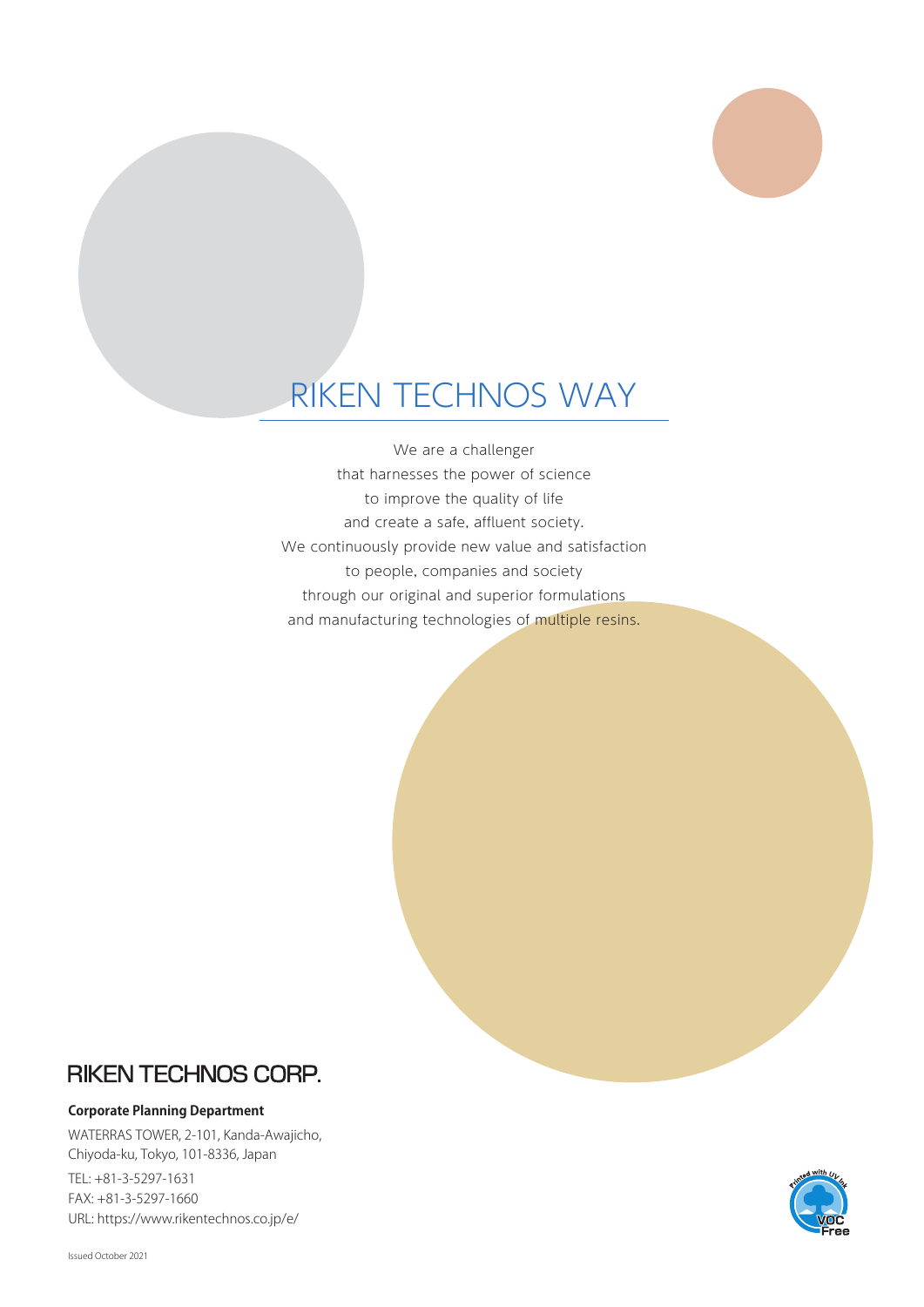# RIKEN TECHNOS WAY

We are a challenger
that harnesses the power of science
to improve the quality of life
and create a safe, affluent society.
We continuously provide new value and satisfaction
to people, companies and society
through our original and superior formulations
and manufacturing technologies of multiple resins.

## RIKEN TECHNOS CORP.

**Corporate Planning Department**

WATERRAS TOWER, 2-101, Kanda-Awajicho,
Chiyoda-ku, Tokyo, 101-8336, Japan

TEL: +81-3-5297-1631
FAX: +81-3-5297-1660
URL: https://www.rikentechnos.co.jp/e/

Printed with UV Ink
VOC Free

Issued October 2021